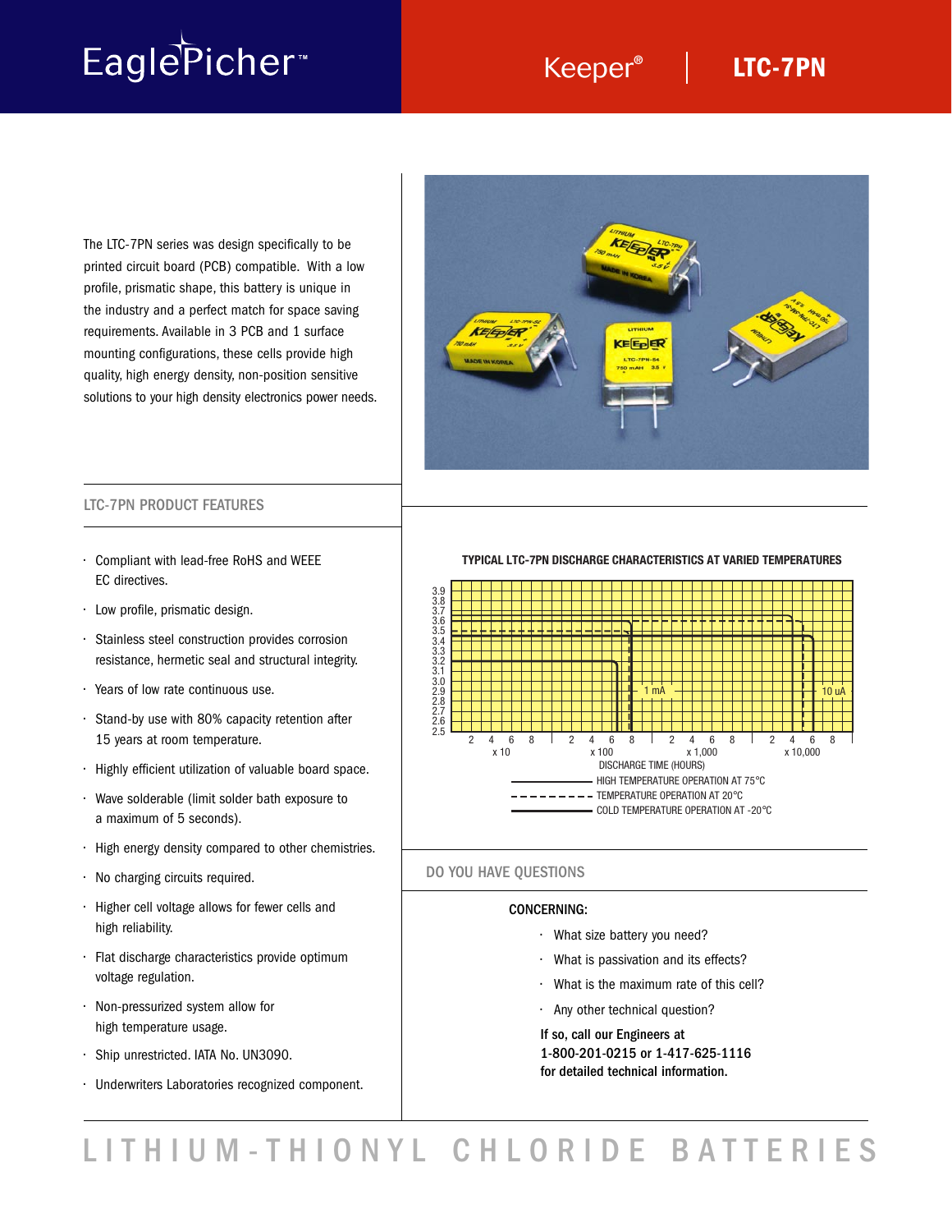# EaglePicher™

## Keeper® | LTC-7PN

The LTC-7PN series was design specifically to be printed circuit board (PCB) compatible. With a low profile, prismatic shape, this battery is unique in the industry and a perfect match for space saving requirements. Available in 3 PCB and 1 surface mounting configurations, these cells provide high quality, high energy density, non-position sensitive solutions to your high density electronics power needs.

## LTC-7PN PRODUCT FEATURES

- Compliant with lead-free RoHS and WEEE EC directives.
- Low profile, prismatic design.
- Stainless steel construction provides corrosion resistance, hermetic seal and structural integrity.
- Years of low rate continuous use.
- Stand-by use with 80% capacity retention after 15 years at room temperature.
- Highly efficient utilization of valuable board space.
- Wave solderable (limit solder bath exposure to a maximum of 5 seconds).
- High energy density compared to other chemistries.
- No charging circuits required.
- Higher cell voltage allows for fewer cells and high reliability.
- Flat discharge characteristics provide optimum voltage regulation.
- Non-pressurized system allow for high temperature usage.
- Ship unrestricted. IATA No. UN3090.
- Underwriters Laboratories recognized component.

**TYPICAL LTC-7PN DISCHARGE CHARACTERISTICS AT VARIED TEMPERATURES**

DISCHARGE TIME (HOURS): x 10, x 100, x 1,000, x 10,000 — curves labeled 1 mA and 10 uA

- HIGH TEMPERATURE OPERATION AT 75°C
- TEMPERATURE OPERATION AT 20°C
- COLD TEMPERATURE OPERATION AT -20°C

## DO YOU HAVE QUESTIONS

**CONCERNING:**

- What size battery you need?
- What is passivation and its effects?
- What is the maximum rate of this cell?
- Any other technical question?

**If so, call our Engineers at 1-800-201-0215 or 1-417-625-1116 for detailed technical information.**

# LITHIUM-THIONYL CHLORIDE BATTERIES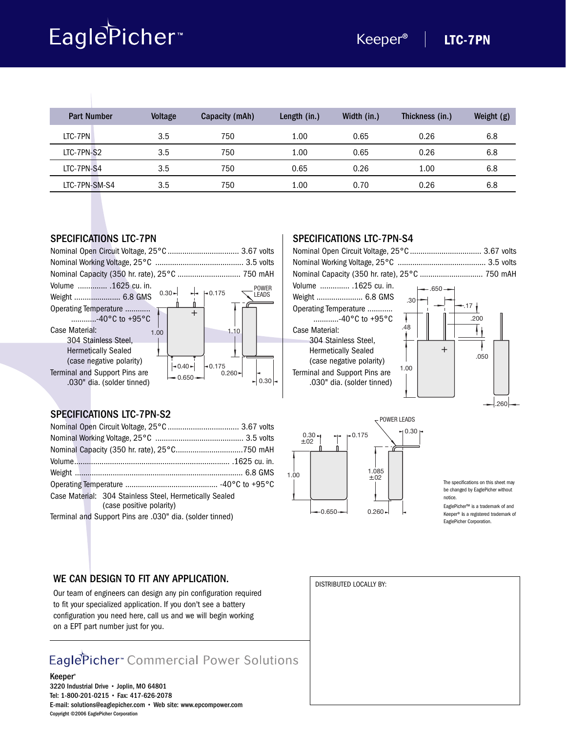# EaglePicher™ Keeper® | LTC-7PN

| Part Number | Voltage | Capacity (mAh) | Length (in.) | Width (in.) | Thickness (in.) | Weight (g) |
|---|---|---|---|---|---|---|
| LTC-7PN | 3.5 | 750 | 1.00 | 0.65 | 0.26 | 6.8 |
| LTC-7PN-S2 | 3.5 | 750 | 1.00 | 0.65 | 0.26 | 6.8 |
| LTC-7PN-S4 | 3.5 | 750 | 0.65 | 0.26 | 1.00 | 6.8 |
| LTC-7PN-SM-S4 | 3.5 | 750 | 1.00 | 0.70 | 0.26 | 6.8 |

## SPECIFICATIONS LTC-7PN

Nominal Open Circuit Voltage, 25°C .................................. 3.67 volts
Nominal Working Voltage, 25°C .......................................... 3.5 volts
Nominal Capacity (350 hr. rate), 25°C ............................. 750 mAH
Volume .............. .1625 cu. in.
Weight ...................... 6.8 GMS
Operating Temperature ............ ............-40°C to +95°C
Case Material:
304 Stainless Steel, Hermetically Sealed (case negative polarity)
Terminal and Support Pins are .030" dia. (solder tinned)

0.30
0.175
POWER LEADS
+
1.00
1.10
0.40
0.175
0.650
0.260
0.30

## SPECIFICATIONS LTC-7PN-S4

Nominal Open Circuit Voltage, 25°C .................................. 3.67 volts
Nominal Working Voltage, 25°C .......................................... 3.5 volts
Nominal Capacity (350 hr. rate), 25°C ............................. 750 mAH
Volume .............. .1625 cu. in.
Weight ...................... 6.8 GMS
Operating Temperature ............ ............-40°C to +95°C
Case Material:
304 Stainless Steel, Hermetically Sealed (case negative polarity)
Terminal and Support Pins are .030" dia. (solder tinned)

.650
.30
.17
.200
.48
+
.050
1.00
.260

## SPECIFICATIONS LTC-7PN-S2

Nominal Open Circuit Voltage, 25°C .................................. 3.67 volts
Nominal Working Voltage, 25°C .......................................... 3.5 volts
Nominal Capacity (350 hr. rate), 25°C................................750 mAH
Volume......................................................................... .1625 cu. in.
Weight ............................................................................... 6.8 GMS
Operating Temperature ........................................... -40°C to +95°C
Case Material: 304 Stainless Steel, Hermetically Sealed (case positive polarity)
Terminal and Support Pins are .030" dia. (solder tinned)

POWER LEADS
0.30 ±02
0.175
0.30
1.00
1.085 ±02
0.650
0.260

The specifications on this sheet may be changed by EaglePicher without notice.

EaglePicher™ is a trademark of and Keeper® is a registered trademark of EaglePicher Corporation.

## WE CAN DESIGN TO FIT ANY APPLICATION.

Our team of engineers can design any pin configuration required to fit your specialized application. If you don't see a battery configuration you need here, call us and we will begin working on a EPT part number just for you.

DISTRIBUTED LOCALLY BY:

EaglePicher™ Commercial Power Solutions

**Keeper®**
3220 Industrial Drive • Joplin, MO 64801
Tel: 1-800-201-0215 • Fax: 417-626-2078
E-mail: solutions@eaglepicher.com • Web site: www.epcompower.com
Copyright ©2006 EaglePicher Corporation